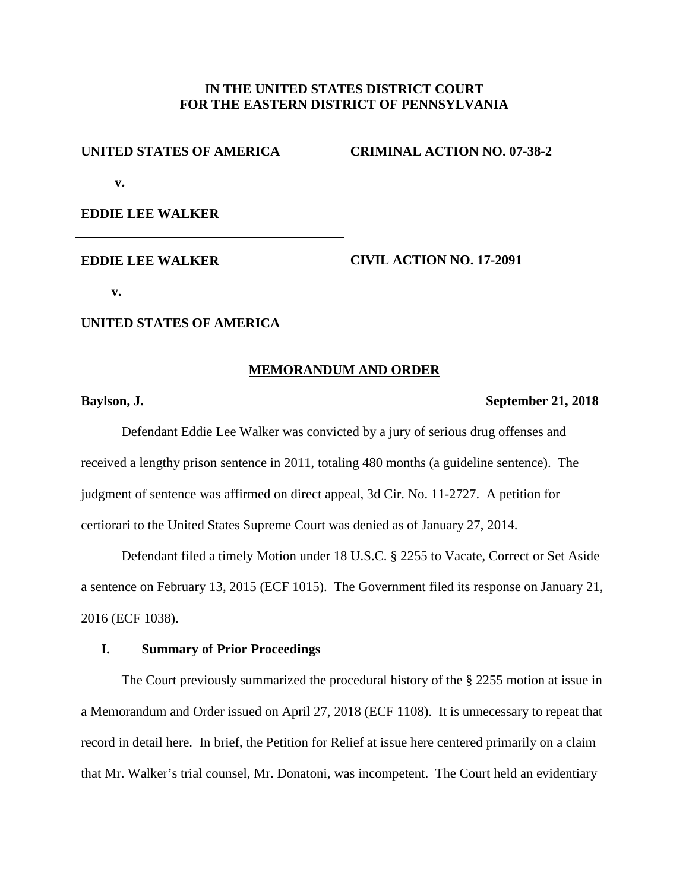**IN THE UNITED STATES DISTRICT COURT**
**FOR THE EASTERN DISTRICT OF PENNSYLVANIA**

| | |
|---|---|
| **UNITED STATES OF AMERICA**<br><br>**v.**<br><br>**EDDIE LEE WALKER** | **CRIMINAL ACTION NO. 07-38-2** |
| **EDDIE LEE WALKER**<br><br>**v.**<br><br>**UNITED STATES OF AMERICA** | **CIVIL ACTION NO. 17-2091** |

**MEMORANDUM AND ORDER**

**Baylson, J.** **September 21, 2018**

Defendant Eddie Lee Walker was convicted by a jury of serious drug offenses and received a lengthy prison sentence in 2011, totaling 480 months (a guideline sentence). The judgment of sentence was affirmed on direct appeal, 3d Cir. No. 11-2727. A petition for certiorari to the United States Supreme Court was denied as of January 27, 2014.

Defendant filed a timely Motion under 18 U.S.C. § 2255 to Vacate, Correct or Set Aside a sentence on February 13, 2015 (ECF 1015). The Government filed its response on January 21, 2016 (ECF 1038).

## I. Summary of Prior Proceedings

The Court previously summarized the procedural history of the § 2255 motion at issue in a Memorandum and Order issued on April 27, 2018 (ECF 1108). It is unnecessary to repeat that record in detail here. In brief, the Petition for Relief at issue here centered primarily on a claim that Mr. Walker's trial counsel, Mr. Donatoni, was incompetent. The Court held an evidentiary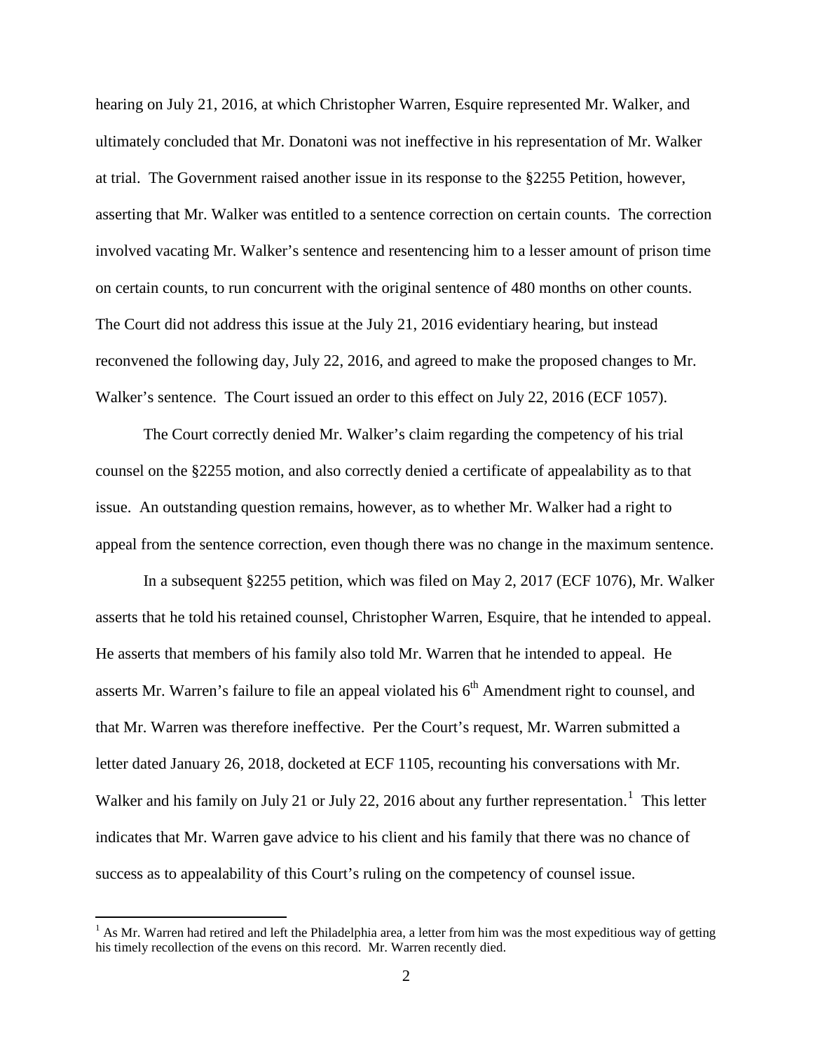hearing on July 21, 2016, at which Christopher Warren, Esquire represented Mr. Walker, and ultimately concluded that Mr. Donatoni was not ineffective in his representation of Mr. Walker at trial. The Government raised another issue in its response to the §2255 Petition, however, asserting that Mr. Walker was entitled to a sentence correction on certain counts. The correction involved vacating Mr. Walker's sentence and resentencing him to a lesser amount of prison time on certain counts, to run concurrent with the original sentence of 480 months on other counts. The Court did not address this issue at the July 21, 2016 evidentiary hearing, but instead reconvened the following day, July 22, 2016, and agreed to make the proposed changes to Mr. Walker's sentence. The Court issued an order to this effect on July 22, 2016 (ECF 1057).

The Court correctly denied Mr. Walker's claim regarding the competency of his trial counsel on the §2255 motion, and also correctly denied a certificate of appealability as to that issue. An outstanding question remains, however, as to whether Mr. Walker had a right to appeal from the sentence correction, even though there was no change in the maximum sentence.

In a subsequent §2255 petition, which was filed on May 2, 2017 (ECF 1076), Mr. Walker asserts that he told his retained counsel, Christopher Warren, Esquire, that he intended to appeal. He asserts that members of his family also told Mr. Warren that he intended to appeal. He asserts Mr. Warren's failure to file an appeal violated his 6th Amendment right to counsel, and that Mr. Warren was therefore ineffective. Per the Court's request, Mr. Warren submitted a letter dated January 26, 2018, docketed at ECF 1105, recounting his conversations with Mr. Walker and his family on July 21 or July 22, 2016 about any further representation.[1] This letter indicates that Mr. Warren gave advice to his client and his family that there was no chance of success as to appealability of this Court's ruling on the competency of counsel issue.

[1] As Mr. Warren had retired and left the Philadelphia area, a letter from him was the most expeditious way of getting his timely recollection of the evens on this record. Mr. Warren recently died.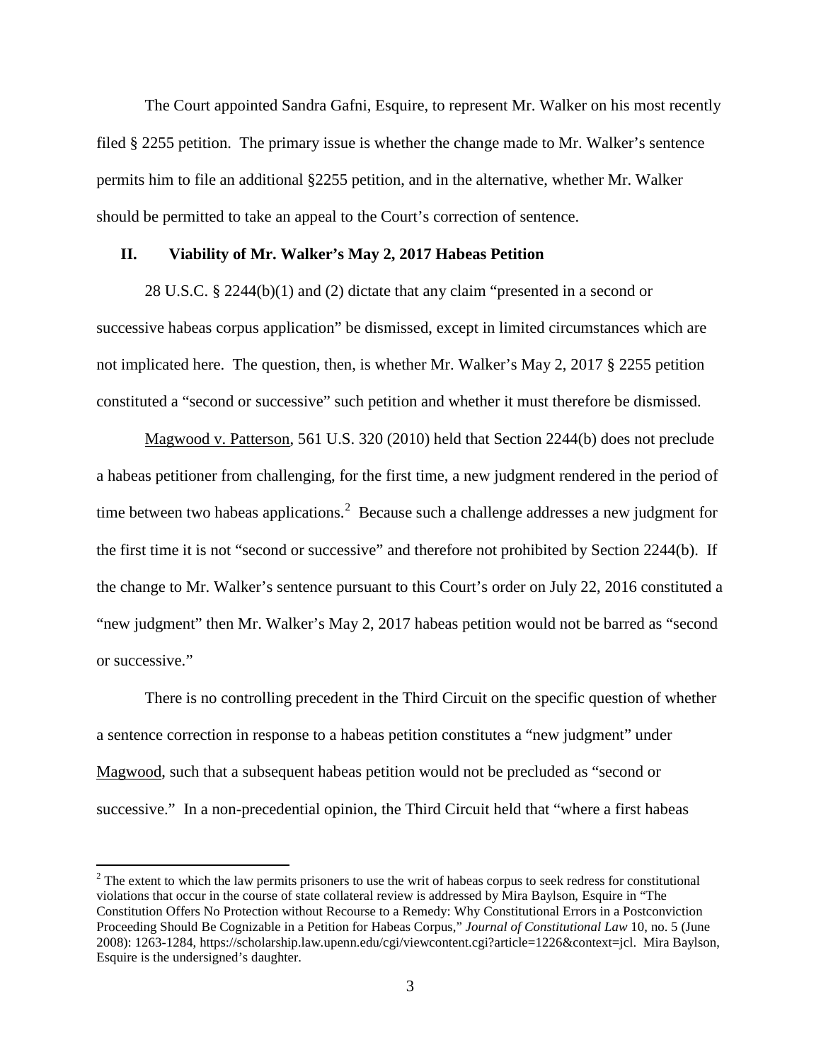The Court appointed Sandra Gafni, Esquire, to represent Mr. Walker on his most recently filed § 2255 petition. The primary issue is whether the change made to Mr. Walker's sentence permits him to file an additional §2255 petition, and in the alternative, whether Mr. Walker should be permitted to take an appeal to the Court's correction of sentence.

## II. Viability of Mr. Walker's May 2, 2017 Habeas Petition

28 U.S.C. § 2244(b)(1) and (2) dictate that any claim "presented in a second or successive habeas corpus application" be dismissed, except in limited circumstances which are not implicated here. The question, then, is whether Mr. Walker's May 2, 2017 § 2255 petition constituted a "second or successive" such petition and whether it must therefore be dismissed.

Magwood v. Patterson, 561 U.S. 320 (2010) held that Section 2244(b) does not preclude a habeas petitioner from challenging, for the first time, a new judgment rendered in the period of time between two habeas applications.[2] Because such a challenge addresses a new judgment for the first time it is not "second or successive" and therefore not prohibited by Section 2244(b). If the change to Mr. Walker's sentence pursuant to this Court's order on July 22, 2016 constituted a "new judgment" then Mr. Walker's May 2, 2017 habeas petition would not be barred as "second or successive."

There is no controlling precedent in the Third Circuit on the specific question of whether a sentence correction in response to a habeas petition constitutes a "new judgment" under Magwood, such that a subsequent habeas petition would not be precluded as "second or successive." In a non-precedential opinion, the Third Circuit held that "where a first habeas

[2] The extent to which the law permits prisoners to use the writ of habeas corpus to seek redress for constitutional violations that occur in the course of state collateral review is addressed by Mira Baylson, Esquire in "The Constitution Offers No Protection without Recourse to a Remedy: Why Constitutional Errors in a Postconviction Proceeding Should Be Cognizable in a Petition for Habeas Corpus," *Journal of Constitutional Law* 10, no. 5 (June 2008): 1263-1284, https://scholarship.law.upenn.edu/cgi/viewcontent.cgi?article=1226&context=jcl. Mira Baylson, Esquire is the undersigned's daughter.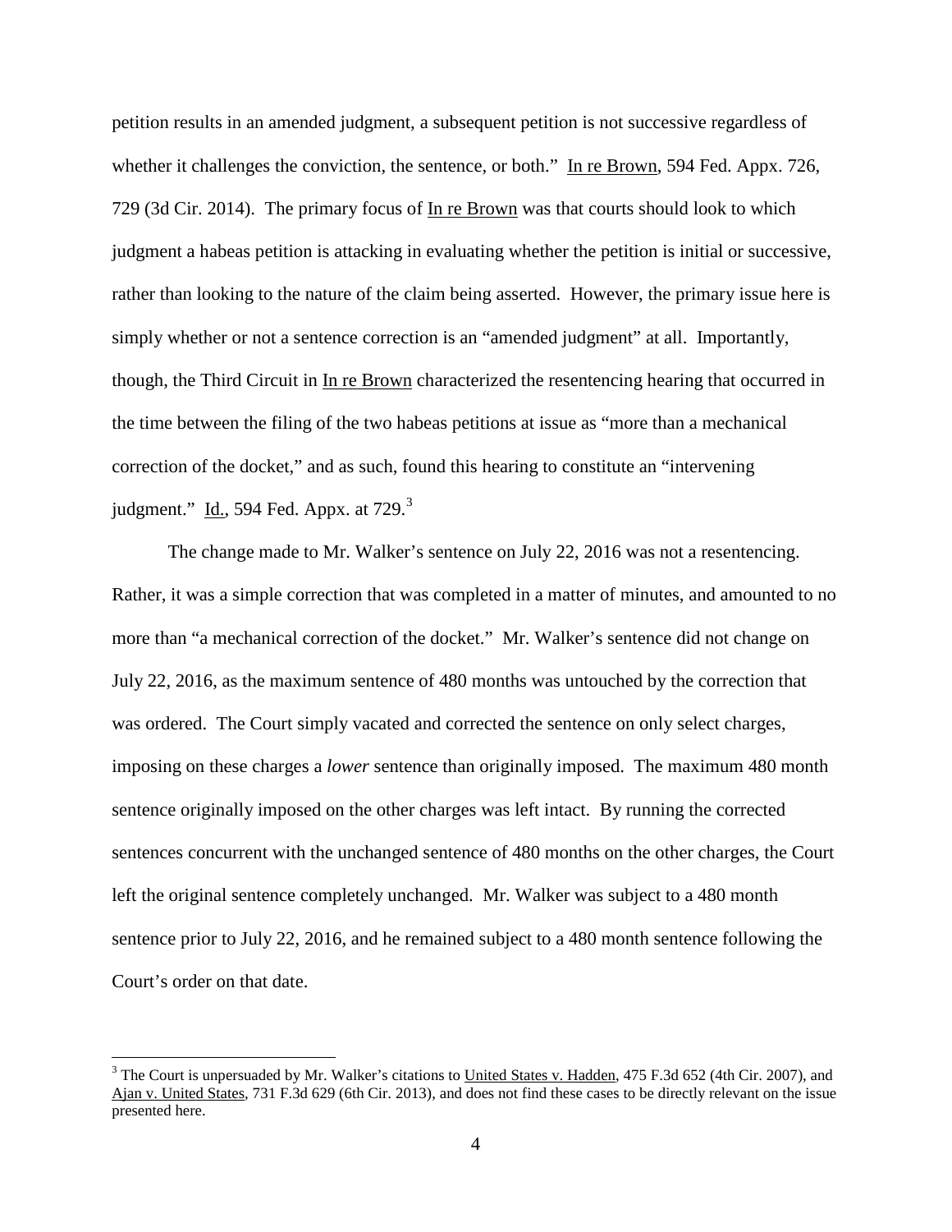petition results in an amended judgment, a subsequent petition is not successive regardless of whether it challenges the conviction, the sentence, or both." In re Brown, 594 Fed. Appx. 726, 729 (3d Cir. 2014). The primary focus of In re Brown was that courts should look to which judgment a habeas petition is attacking in evaluating whether the petition is initial or successive, rather than looking to the nature of the claim being asserted. However, the primary issue here is simply whether or not a sentence correction is an "amended judgment" at all. Importantly, though, the Third Circuit in In re Brown characterized the resentencing hearing that occurred in the time between the filing of the two habeas petitions at issue as "more than a mechanical correction of the docket," and as such, found this hearing to constitute an "intervening judgment." Id., 594 Fed. Appx. at 729.[3]

The change made to Mr. Walker's sentence on July 22, 2016 was not a resentencing. Rather, it was a simple correction that was completed in a matter of minutes, and amounted to no more than "a mechanical correction of the docket." Mr. Walker's sentence did not change on July 22, 2016, as the maximum sentence of 480 months was untouched by the correction that was ordered. The Court simply vacated and corrected the sentence on only select charges, imposing on these charges a *lower* sentence than originally imposed. The maximum 480 month sentence originally imposed on the other charges was left intact. By running the corrected sentences concurrent with the unchanged sentence of 480 months on the other charges, the Court left the original sentence completely unchanged. Mr. Walker was subject to a 480 month sentence prior to July 22, 2016, and he remained subject to a 480 month sentence following the Court's order on that date.

---

[3] The Court is unpersuaded by Mr. Walker's citations to United States v. Hadden, 475 F.3d 652 (4th Cir. 2007), and Ajan v. United States, 731 F.3d 629 (6th Cir. 2013), and does not find these cases to be directly relevant on the issue presented here.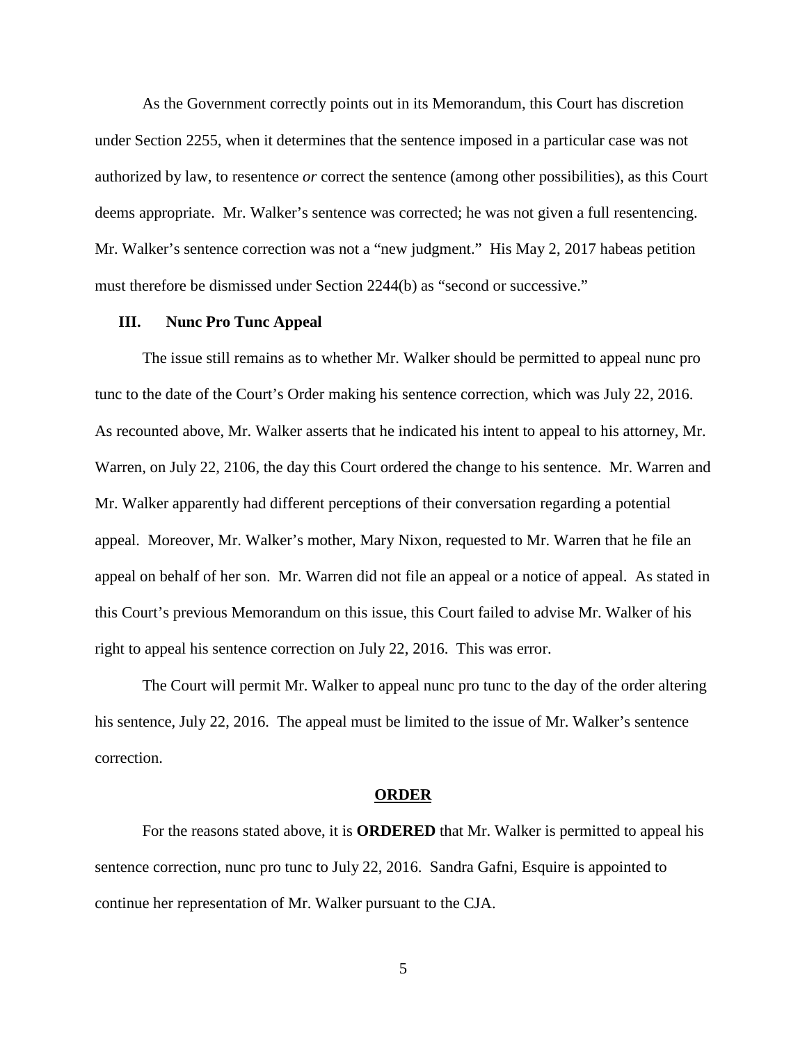As the Government correctly points out in its Memorandum, this Court has discretion under Section 2255, when it determines that the sentence imposed in a particular case was not authorized by law, to resentence *or* correct the sentence (among other possibilities), as this Court deems appropriate. Mr. Walker's sentence was corrected; he was not given a full resentencing. Mr. Walker's sentence correction was not a "new judgment." His May 2, 2017 habeas petition must therefore be dismissed under Section 2244(b) as "second or successive."

## III. Nunc Pro Tunc Appeal

The issue still remains as to whether Mr. Walker should be permitted to appeal nunc pro tunc to the date of the Court's Order making his sentence correction, which was July 22, 2016. As recounted above, Mr. Walker asserts that he indicated his intent to appeal to his attorney, Mr. Warren, on July 22, 2106, the day this Court ordered the change to his sentence. Mr. Warren and Mr. Walker apparently had different perceptions of their conversation regarding a potential appeal. Moreover, Mr. Walker's mother, Mary Nixon, requested to Mr. Warren that he file an appeal on behalf of her son. Mr. Warren did not file an appeal or a notice of appeal. As stated in this Court's previous Memorandum on this issue, this Court failed to advise Mr. Walker of his right to appeal his sentence correction on July 22, 2016. This was error.

The Court will permit Mr. Walker to appeal nunc pro tunc to the day of the order altering his sentence, July 22, 2016. The appeal must be limited to the issue of Mr. Walker's sentence correction.

## ORDER

For the reasons stated above, it is **ORDERED** that Mr. Walker is permitted to appeal his sentence correction, nunc pro tunc to July 22, 2016. Sandra Gafni, Esquire is appointed to continue her representation of Mr. Walker pursuant to the CJA.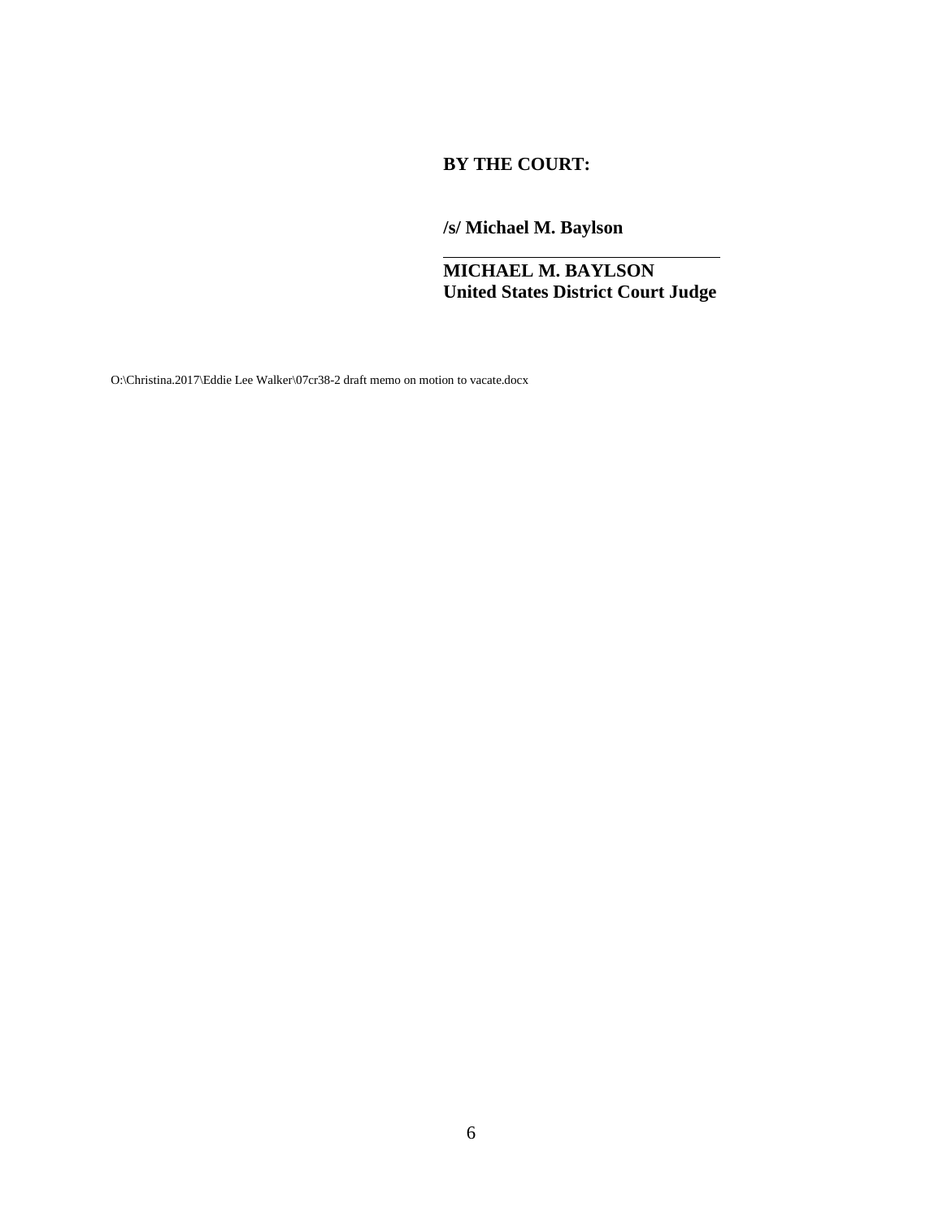**BY THE COURT:**

**/s/ Michael M. Baylson**

**MICHAEL M. BAYLSON**
**United States District Court Judge**

O:\Christina.2017\Eddie Lee Walker\07cr38-2 draft memo on motion to vacate.docx